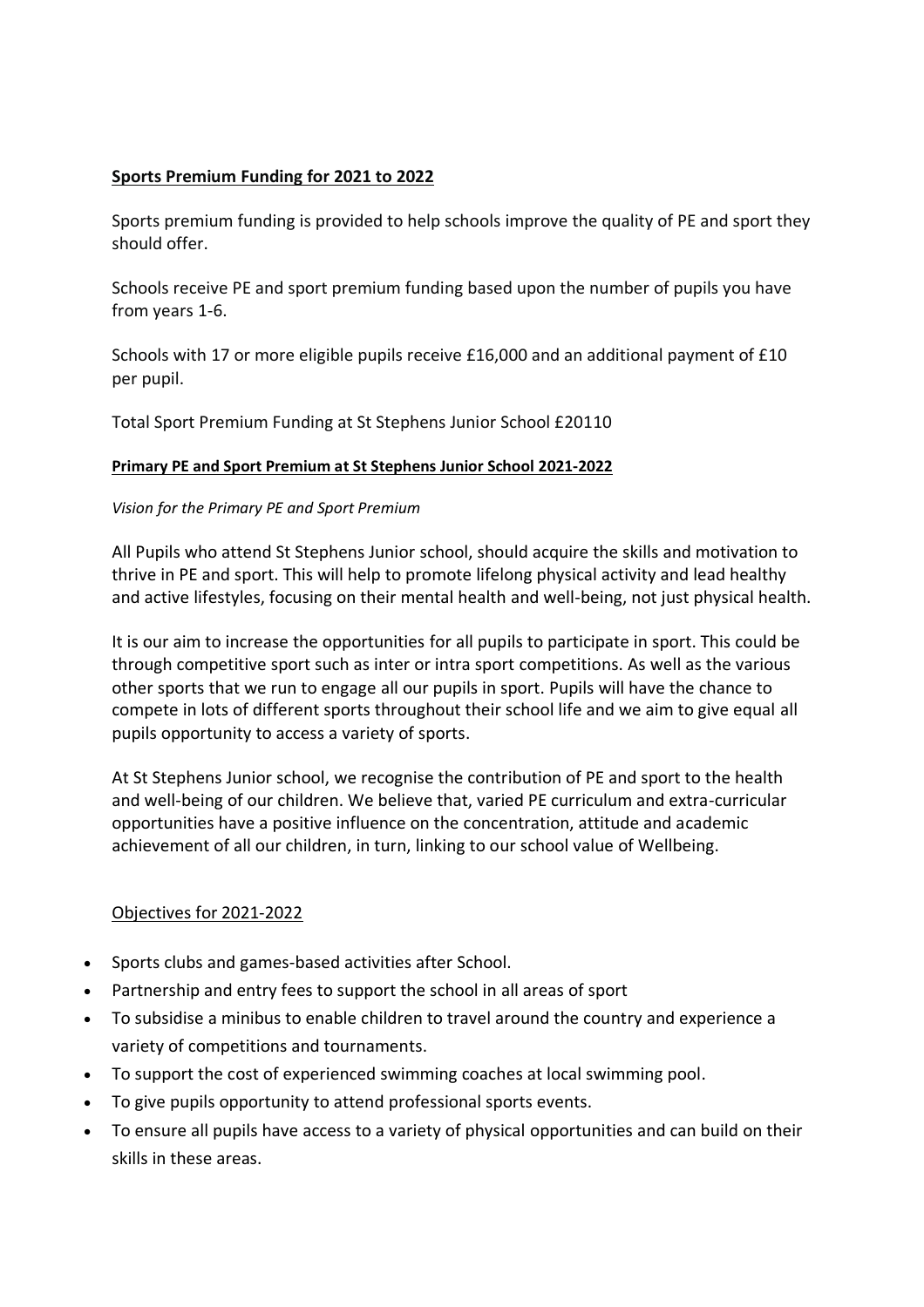**Sports Premium Funding for 2021 to 2022**

Sports premium funding is provided to help schools improve the quality of PE and sport they should offer.

Schools receive PE and sport premium funding based upon the number of pupils you have from years 1-6.

Schools with 17 or more eligible pupils receive £16,000 and an additional payment of £10 per pupil.

Total Sport Premium Funding at St Stephens Junior School £20110

**Primary PE and Sport Premium at St Stephens Junior School 2021-2022**

*Vision for the Primary PE and Sport Premium*

All Pupils who attend St Stephens Junior school, should acquire the skills and motivation to thrive in PE and sport. This will help to promote lifelong physical activity and lead healthy and active lifestyles, focusing on their mental health and well-being, not just physical health.

It is our aim to increase the opportunities for all pupils to participate in sport. This could be through competitive sport such as inter or intra sport competitions. As well as the various other sports that we run to engage all our pupils in sport. Pupils will have the chance to compete in lots of different sports throughout their school life and we aim to give equal all pupils opportunity to access a variety of sports.

At St Stephens Junior school, we recognise the contribution of PE and sport to the health and well-being of our children. We believe that, varied PE curriculum and extra-curricular opportunities have a positive influence on the concentration, attitude and academic achievement of all our children, in turn, linking to our school value of Wellbeing.

Objectives for 2021-2022

- Sports clubs and games-based activities after School.
- Partnership and entry fees to support the school in all areas of sport
- To subsidise a minibus to enable children to travel around the country and experience a variety of competitions and tournaments.
- To support the cost of experienced swimming coaches at local swimming pool.
- To give pupils opportunity to attend professional sports events.
- To ensure all pupils have access to a variety of physical opportunities and can build on their skills in these areas.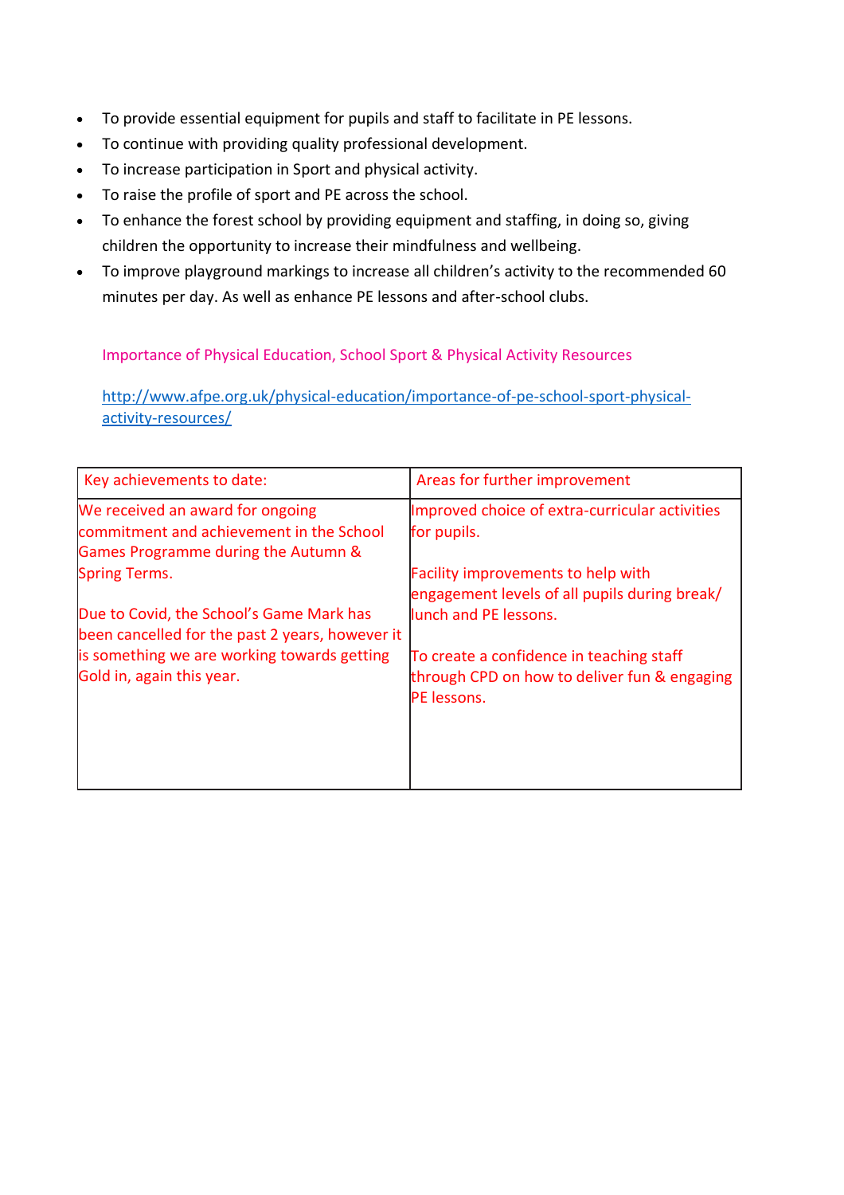- To provide essential equipment for pupils and staff to facilitate in PE lessons.
- To continue with providing quality professional development.
- To increase participation in Sport and physical activity.
- To raise the profile of sport and PE across the school.
- To enhance the forest school by providing equipment and staffing, in doing so, giving children the opportunity to increase their mindfulness and wellbeing.
- To improve playground markings to increase all children's activity to the recommended 60 minutes per day. As well as enhance PE lessons and after-school clubs.

Importance of Physical Education, School Sport & Physical Activity Resources

[http://www.afpe.org.uk/physical-education/importance-of-pe-school-sport-physical-activity-resources/](http://www.afpe.org.uk/physical-education/importance-of-pe-school-sport-physical-activity-resources/)

| Key achievements to date: | Areas for further improvement |
| --- | --- |
| We received an award for ongoing commitment and achievement in the School Games Programme during the Autumn & Spring Terms.<br><br>Due to Covid, the School's Game Mark has been cancelled for the past 2 years, however it is something we are working towards getting Gold in, again this year. | Improved choice of extra-curricular activities for pupils.<br><br>Facility improvements to help with engagement levels of all pupils during break/ lunch and PE lessons.<br><br>To create a confidence in teaching staff through CPD on how to deliver fun & engaging PE lessons. |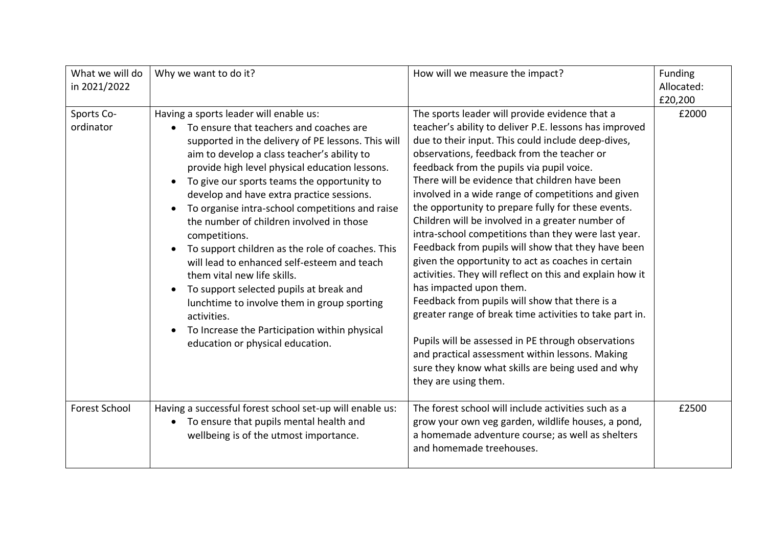| What we will do in 2021/2022 | Why we want to do it? | How will we measure the impact? | Funding Allocated: £20,200 |
|---|---|---|---|
| Sports Co-ordinator | Having a sports leader will enable us:<br>• To ensure that teachers and coaches are supported in the delivery of PE lessons. This will aim to develop a class teacher's ability to provide high level physical education lessons.<br>• To give our sports teams the opportunity to develop and have extra practice sessions.<br>• To organise intra-school competitions and raise the number of children involved in those competitions.<br>• To support children as the role of coaches. This will lead to enhanced self-esteem and teach them vital new life skills.<br>• To support selected pupils at break and lunchtime to involve them in group sporting activities.<br>• To Increase the Participation within physical education or physical education. | The sports leader will provide evidence that a teacher's ability to deliver P.E. lessons has improved due to their input. This could include deep-dives, observations, feedback from the teacher or feedback from the pupils via pupil voice.<br>There will be evidence that children have been involved in a wide range of competitions and given the opportunity to prepare fully for these events.<br>Children will be involved in a greater number of intra-school competitions than they were last year.<br>Feedback from pupils will show that they have been given the opportunity to act as coaches in certain activities. They will reflect on this and explain how it has impacted upon them.<br>Feedback from pupils will show that there is a greater range of break time activities to take part in.<br><br>Pupils will be assessed in PE through observations and practical assessment within lessons. Making sure they know what skills are being used and why they are using them. | £2000 |
| Forest School | Having a successful forest school set-up will enable us:<br>• To ensure that pupils mental health and wellbeing is of the utmost importance. | The forest school will include activities such as a grow your own veg garden, wildlife houses, a pond, a homemade adventure course; as well as shelters and homemade treehouses. | £2500 |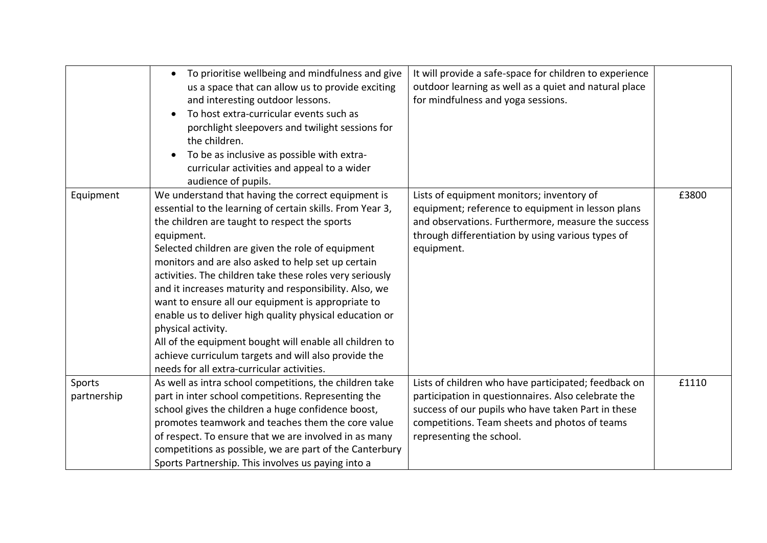| | | | |
|---|---|---|---|
| | <ul><li>To prioritise wellbeing and mindfulness and give us a space that can allow us to provide exciting and interesting outdoor lessons.</li><li>To host extra-curricular events such as porchlight sleepovers and twilight sessions for the children.</li><li>To be as inclusive as possible with extra-curricular activities and appeal to a wider audience of pupils.</li></ul> | It will provide a safe-space for children to experience outdoor learning as well as a quiet and natural place for mindfulness and yoga sessions. | |
| Equipment | We understand that having the correct equipment is essential to the learning of certain skills. From Year 3, the children are taught to respect the sports equipment.<br>Selected children are given the role of equipment monitors and are also asked to help set up certain activities. The children take these roles very seriously and it increases maturity and responsibility. Also, we want to ensure all our equipment is appropriate to enable us to deliver high quality physical education or physical activity.<br>All of the equipment bought will enable all children to achieve curriculum targets and will also provide the needs for all extra-curricular activities. | Lists of equipment monitors; inventory of equipment; reference to equipment in lesson plans and observations. Furthermore, measure the success through differentiation by using various types of equipment. | £3800 |
| Sports partnership | As well as intra school competitions, the children take part in inter school competitions. Representing the school gives the children a huge confidence boost, promotes teamwork and teaches them the core value of respect. To ensure that we are involved in as many competitions as possible, we are part of the Canterbury Sports Partnership. This involves us paying into a | Lists of children who have participated; feedback on participation in questionnaires. Also celebrate the success of our pupils who have taken Part in these competitions. Team sheets and photos of teams representing the school. | £1110 |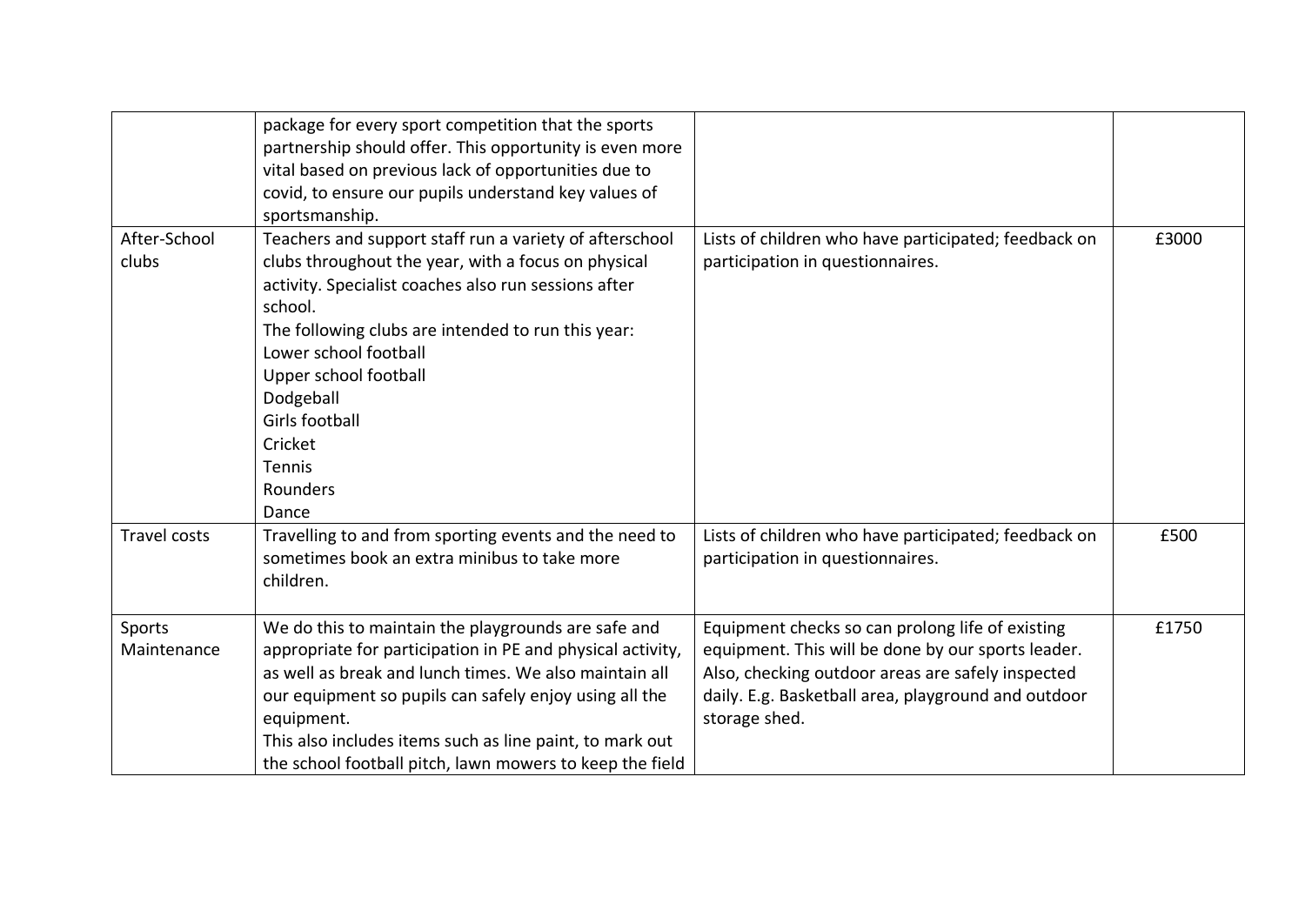| | | | |
|---|---|---|---|
| | package for every sport competition that the sports partnership should offer. This opportunity is even more vital based on previous lack of opportunities due to covid, to ensure our pupils understand key values of sportsmanship. | | |
| After-School clubs | Teachers and support staff run a variety of afterschool clubs throughout the year, with a focus on physical activity. Specialist coaches also run sessions after school.<br>The following clubs are intended to run this year:<br>Lower school football<br>Upper school football<br>Dodgeball<br>Girls football<br>Cricket<br>Tennis<br>Rounders<br>Dance | Lists of children who have participated; feedback on participation in questionnaires. | £3000 |
| Travel costs | Travelling to and from sporting events and the need to sometimes book an extra minibus to take more children. | Lists of children who have participated; feedback on participation in questionnaires. | £500 |
| Sports Maintenance | We do this to maintain the playgrounds are safe and appropriate for participation in PE and physical activity, as well as break and lunch times. We also maintain all our equipment so pupils can safely enjoy using all the equipment.<br>This also includes items such as line paint, to mark out the school football pitch, lawn mowers to keep the field | Equipment checks so can prolong life of existing equipment. This will be done by our sports leader. Also, checking outdoor areas are safely inspected daily. E.g. Basketball area, playground and outdoor storage shed. | £1750 |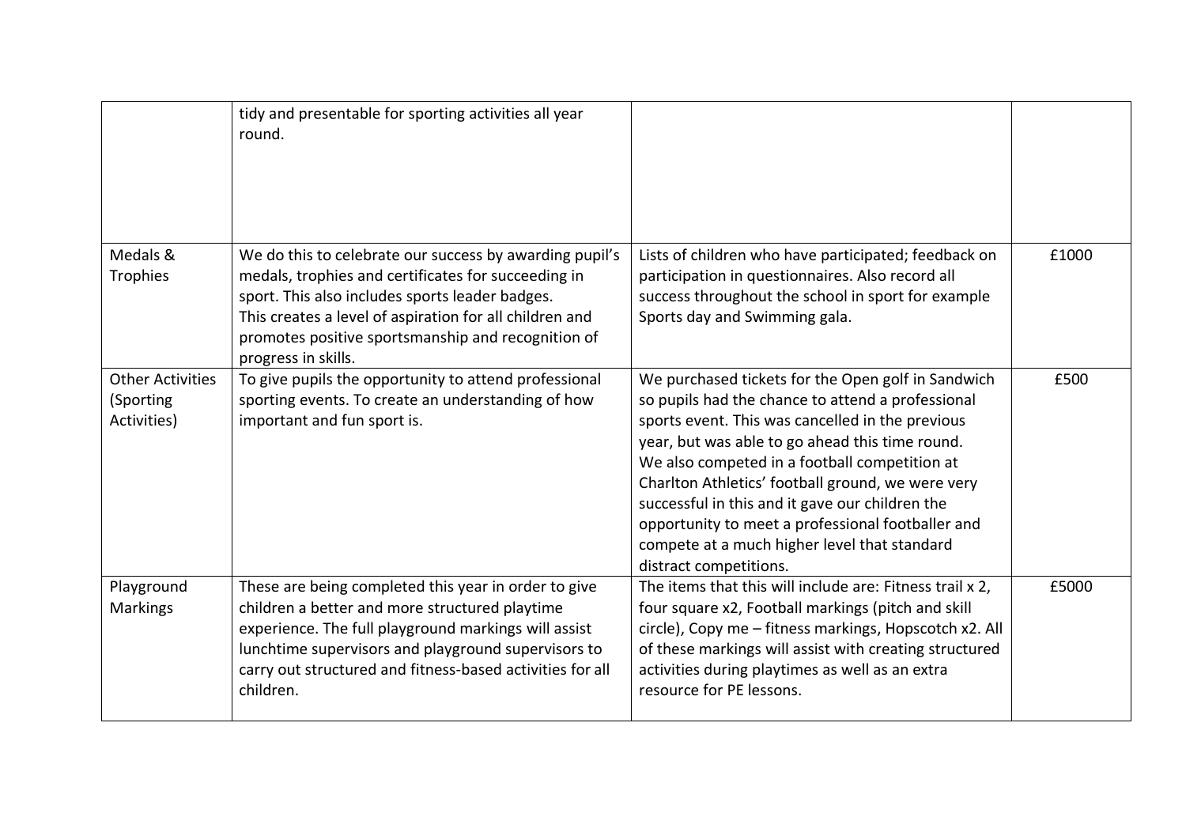| | | | |
|---|---|---|---|
| | tidy and presentable for sporting activities all year round. | | |
| Medals & Trophies | We do this to celebrate our success by awarding pupil's medals, trophies and certificates for succeeding in sport. This also includes sports leader badges. This creates a level of aspiration for all children and promotes positive sportsmanship and recognition of progress in skills. | Lists of children who have participated; feedback on participation in questionnaires. Also record all success throughout the school in sport for example Sports day and Swimming gala. | £1000 |
| Other Activities (Sporting Activities) | To give pupils the opportunity to attend professional sporting events. To create an understanding of how important and fun sport is. | We purchased tickets for the Open golf in Sandwich so pupils had the chance to attend a professional sports event. This was cancelled in the previous year, but was able to go ahead this time round. We also competed in a football competition at Charlton Athletics' football ground, we were very successful in this and it gave our children the opportunity to meet a professional footballer and compete at a much higher level that standard distract competitions. | £500 |
| Playground Markings | These are being completed this year in order to give children a better and more structured playtime experience. The full playground markings will assist lunchtime supervisors and playground supervisors to carry out structured and fitness-based activities for all children. | The items that this will include are: Fitness trail x 2, four square x2, Football markings (pitch and skill circle), Copy me – fitness markings, Hopscotch x2. All of these markings will assist with creating structured activities during playtimes as well as an extra resource for PE lessons. | £5000 |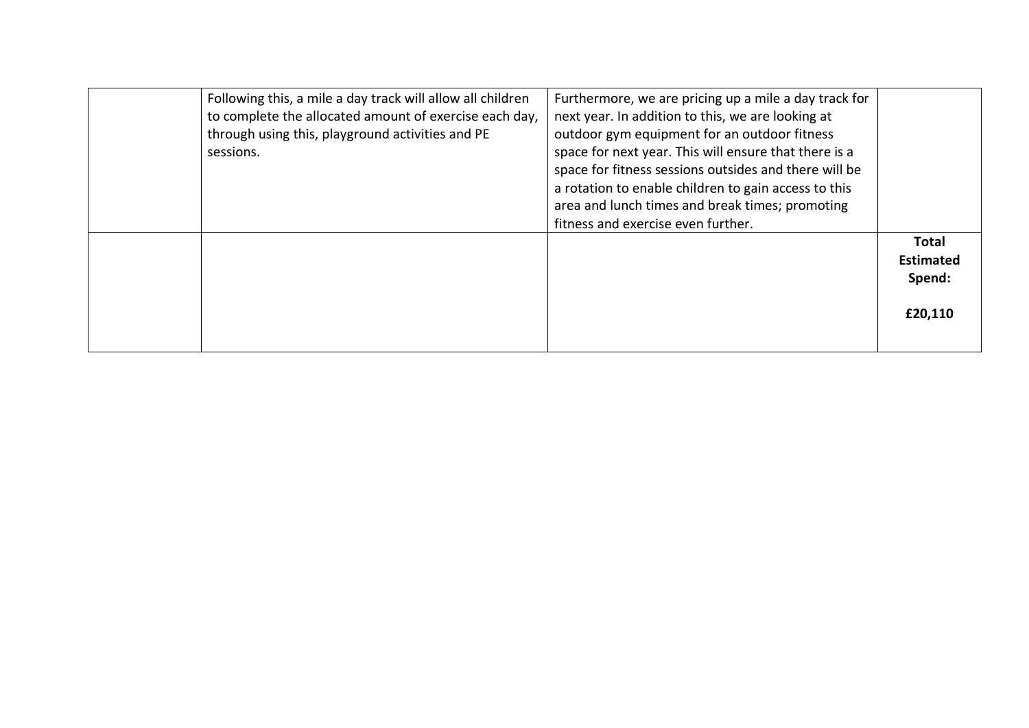| | | | |
|---|---|---|---|
| | Following this, a mile a day track will allow all children to complete the allocated amount of exercise each day, through using this, playground activities and PE sessions. | Furthermore, we are pricing up a mile a day track for next year. In addition to this, we are looking at outdoor gym equipment for an outdoor fitness space for next year. This will ensure that there is a space for fitness sessions outsides and there will be a rotation to enable children to gain access to this area and lunch times and break times; promoting fitness and exercise even further. | |
| | | | **Total Estimated Spend:** **£20,110** |